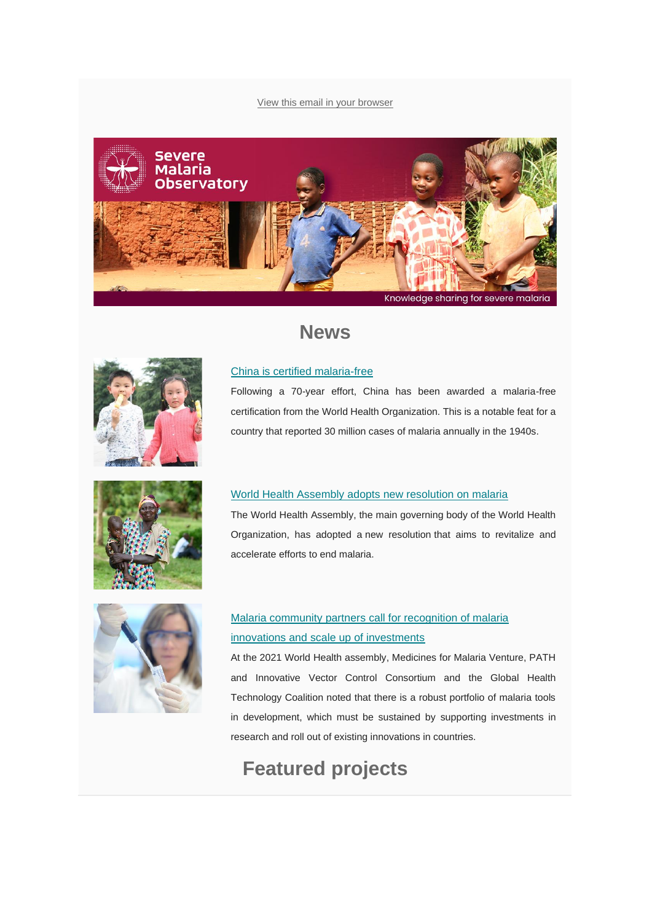View this email in your browser

Severe Malaria Observatory

Knowledge sharing for severe malaria

# News

## China is certified malaria-free

Following a 70-year effort, China has been awarded a malaria-free certification from the World Health Organization. This is a notable feat for a country that reported 30 million cases of malaria annually in the 1940s.

## World Health Assembly adopts new resolution on malaria

The World Health Assembly, the main governing body of the World Health Organization, has adopted a new resolution that aims to revitalize and accelerate efforts to end malaria.

## Malaria community partners call for recognition of malaria innovations and scale up of investments

At the 2021 World Health assembly, Medicines for Malaria Venture, PATH and Innovative Vector Control Consortium and the Global Health Technology Coalition noted that there is a robust portfolio of malaria tools in development, which must be sustained by supporting investments in research and roll out of existing innovations in countries.

# Featured projects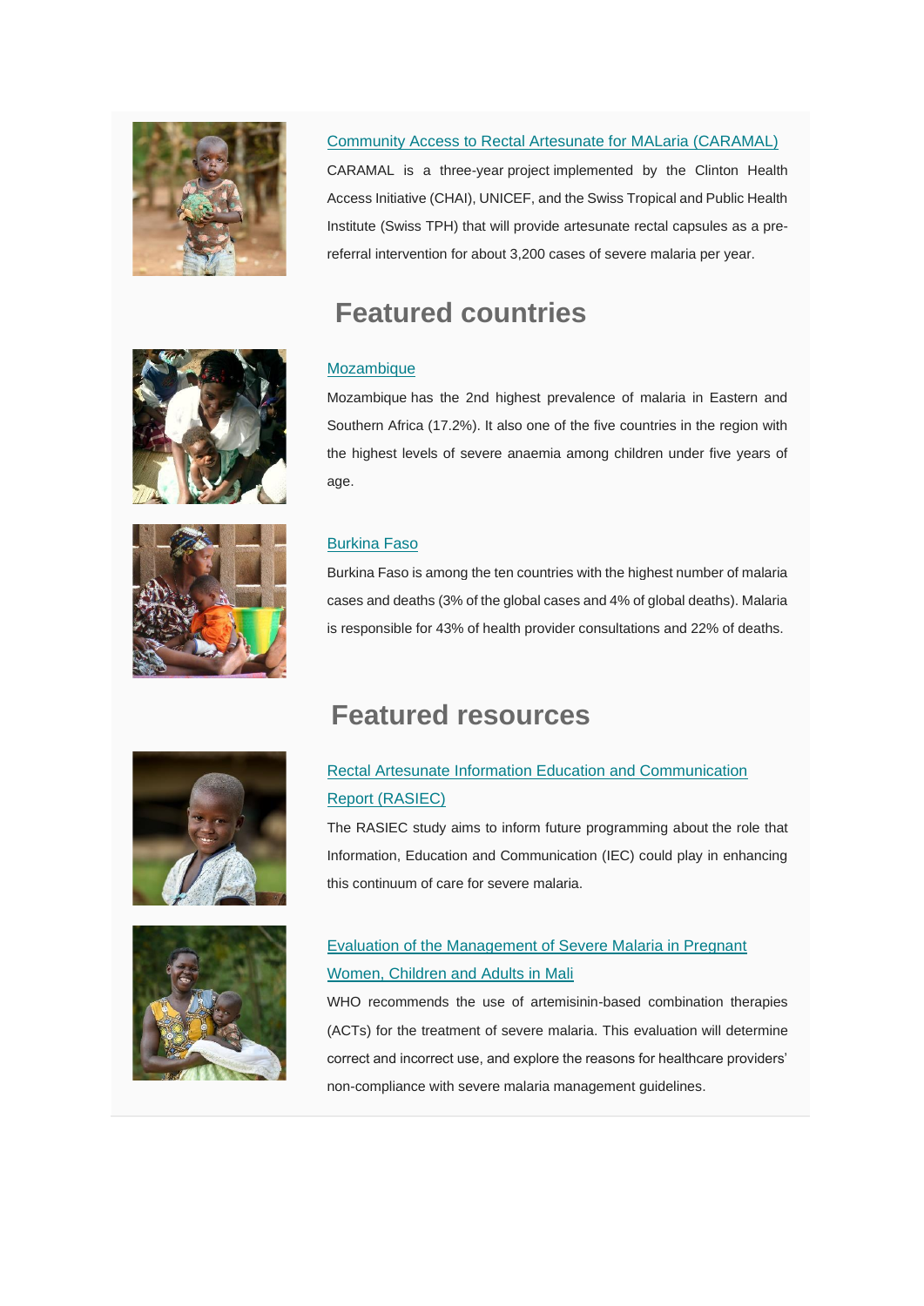Community Access to Rectal Artesunate for MALaria (CARAMAL)

CARAMAL is a three-year project implemented by the Clinton Health Access Initiative (CHAI), UNICEF, and the Swiss Tropical and Public Health Institute (Swiss TPH) that will provide artesunate rectal capsules as a pre-referral intervention for about 3,200 cases of severe malaria per year.

## Featured countries

Mozambique

Mozambique has the 2nd highest prevalence of malaria in Eastern and Southern Africa (17.2%). It also one of the five countries in the region with the highest levels of severe anaemia among children under five years of age.

Burkina Faso

Burkina Faso is among the ten countries with the highest number of malaria cases and deaths (3% of the global cases and 4% of global deaths). Malaria is responsible for 43% of health provider consultations and 22% of deaths.

## Featured resources

Rectal Artesunate Information Education and Communication Report (RASIEC)

The RASIEC study aims to inform future programming about the role that Information, Education and Communication (IEC) could play in enhancing this continuum of care for severe malaria.

Evaluation of the Management of Severe Malaria in Pregnant Women, Children and Adults in Mali

WHO recommends the use of artemisinin-based combination therapies (ACTs) for the treatment of severe malaria. This evaluation will determine correct and incorrect use, and explore the reasons for healthcare providers' non-compliance with severe malaria management guidelines.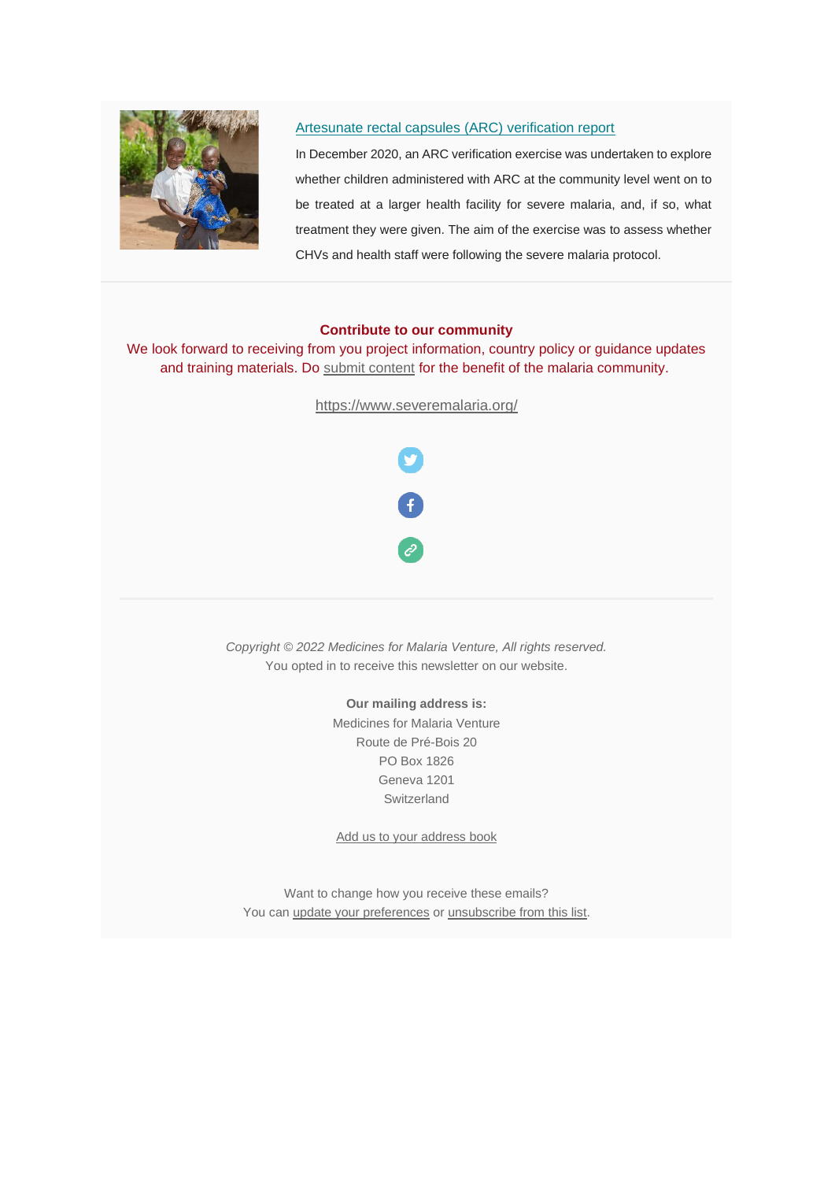[Artesunate rectal capsules (ARC) verification report]

In December 2020, an ARC verification exercise was undertaken to explore whether children administered with ARC at the community level went on to be treated at a larger health facility for severe malaria, and, if so, what treatment they were given. The aim of the exercise was to assess whether CHVs and health staff were following the severe malaria protocol.

**Contribute to our community**

We look forward to receiving from you project information, country policy or guidance updates and training materials. Do submit content for the benefit of the malaria community.

https://www.severemalaria.org/

*Copyright © 2022 Medicines for Malaria Venture, All rights reserved.*

You opted in to receive this newsletter on our website.

**Our mailing address is:**

Medicines for Malaria Venture
Route de Pré-Bois 20
PO Box 1826
Geneva 1201
Switzerland

Add us to your address book

Want to change how you receive these emails?
You can update your preferences or unsubscribe from this list.